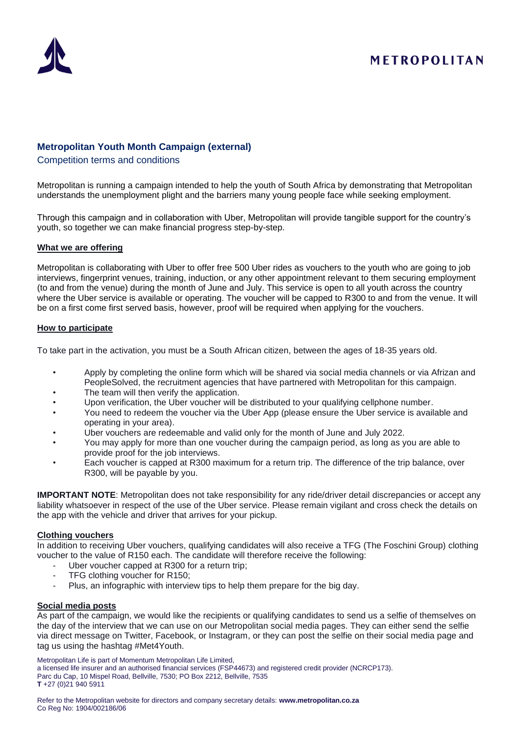METROPOLITAN

## Metropolitan Youth Month Campaign (external)

Competition terms and conditions

Metropolitan is running a campaign intended to help the youth of South Africa by demonstrating that Metropolitan understands the unemployment plight and the barriers many young people face while seeking employment.

Through this campaign and in collaboration with Uber, Metropolitan will provide tangible support for the country's youth, so together we can make financial progress step-by-step.

### What we are offering

Metropolitan is collaborating with Uber to offer free 500 Uber rides as vouchers to the youth who are going to job interviews, fingerprint venues, training, induction, or any other appointment relevant to them securing employment (to and from the venue) during the month of June and July. This service is open to all youth across the country where the Uber service is available or operating. The voucher will be capped to R300 to and from the venue. It will be on a first come first served basis, however, proof will be required when applying for the vouchers.

### How to participate

To take part in the activation, you must be a South African citizen, between the ages of 18-35 years old.

- Apply by completing the online form which will be shared via social media channels or via Afrizan and PeopleSolved, the recruitment agencies that have partnered with Metropolitan for this campaign.
- The team will then verify the application.
- Upon verification, the Uber voucher will be distributed to your qualifying cellphone number.
- You need to redeem the voucher via the Uber App (please ensure the Uber service is available and operating in your area).
- Uber vouchers are redeemable and valid only for the month of June and July 2022.
- You may apply for more than one voucher during the campaign period, as long as you are able to provide proof for the job interviews.
- Each voucher is capped at R300 maximum for a return trip. The difference of the trip balance, over R300, will be payable by you.

**IMPORTANT NOTE**: Metropolitan does not take responsibility for any ride/driver detail discrepancies or accept any liability whatsoever in respect of the use of the Uber service. Please remain vigilant and cross check the details on the app with the vehicle and driver that arrives for your pickup.

### Clothing vouchers

In addition to receiving Uber vouchers, qualifying candidates will also receive a TFG (The Foschini Group) clothing voucher to the value of R150 each. The candidate will therefore receive the following:

- Uber voucher capped at R300 for a return trip;
- TFG clothing voucher for R150;
- Plus, an infographic with interview tips to help them prepare for the big day.

### Social media posts

As part of the campaign, we would like the recipients or qualifying candidates to send us a selfie of themselves on the day of the interview that we can use on our Metropolitan social media pages. They can either send the selfie via direct message on Twitter, Facebook, or Instagram, or they can post the selfie on their social media page and tag us using the hashtag #Met4Youth.

Metropolitan Life is part of Momentum Metropolitan Life Limited,
a licensed life insurer and an authorised financial services (FSP44673) and registered credit provider (NCRCP173).
Parc du Cap, 10 Mispel Road, Bellville, 7530; PO Box 2212, Bellville, 7535
**T** +27 (0)21 940 5911

Refer to the Metropolitan website for directors and company secretary details: **www.metropolitan.co.za**
Co Reg No: 1904/002186/06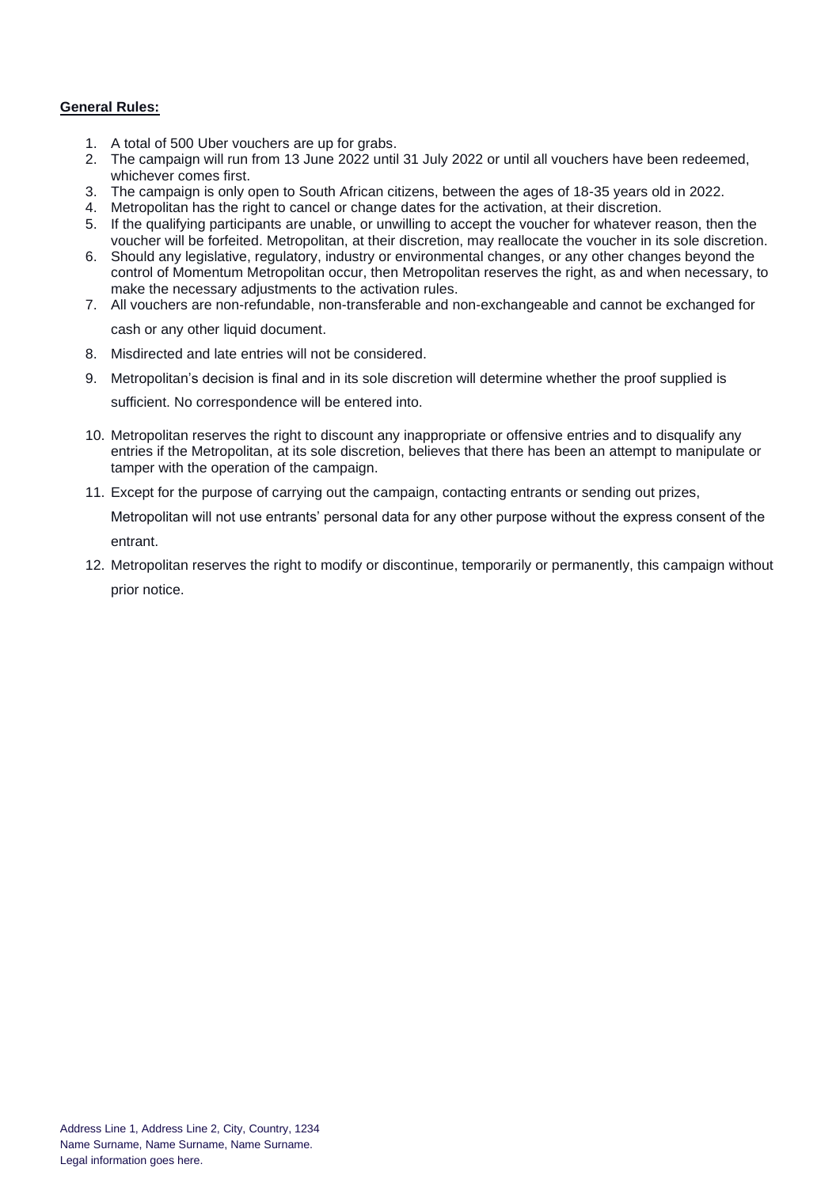**General Rules:**

1. A total of 500 Uber vouchers are up for grabs.
2. The campaign will run from 13 June 2022 until 31 July 2022 or until all vouchers have been redeemed, whichever comes first.
3. The campaign is only open to South African citizens, between the ages of 18-35 years old in 2022.
4. Metropolitan has the right to cancel or change dates for the activation, at their discretion.
5. If the qualifying participants are unable, or unwilling to accept the voucher for whatever reason, then the voucher will be forfeited. Metropolitan, at their discretion, may reallocate the voucher in its sole discretion.
6. Should any legislative, regulatory, industry or environmental changes, or any other changes beyond the control of Momentum Metropolitan occur, then Metropolitan reserves the right, as and when necessary, to make the necessary adjustments to the activation rules.
7. All vouchers are non-refundable, non-transferable and non-exchangeable and cannot be exchanged for cash or any other liquid document.
8. Misdirected and late entries will not be considered.
9. Metropolitan's decision is final and in its sole discretion will determine whether the proof supplied is sufficient. No correspondence will be entered into.
10. Metropolitan reserves the right to discount any inappropriate or offensive entries and to disqualify any entries if the Metropolitan, at its sole discretion, believes that there has been an attempt to manipulate or tamper with the operation of the campaign.
11. Except for the purpose of carrying out the campaign, contacting entrants or sending out prizes, Metropolitan will not use entrants' personal data for any other purpose without the express consent of the entrant.
12. Metropolitan reserves the right to modify or discontinue, temporarily or permanently, this campaign without prior notice.